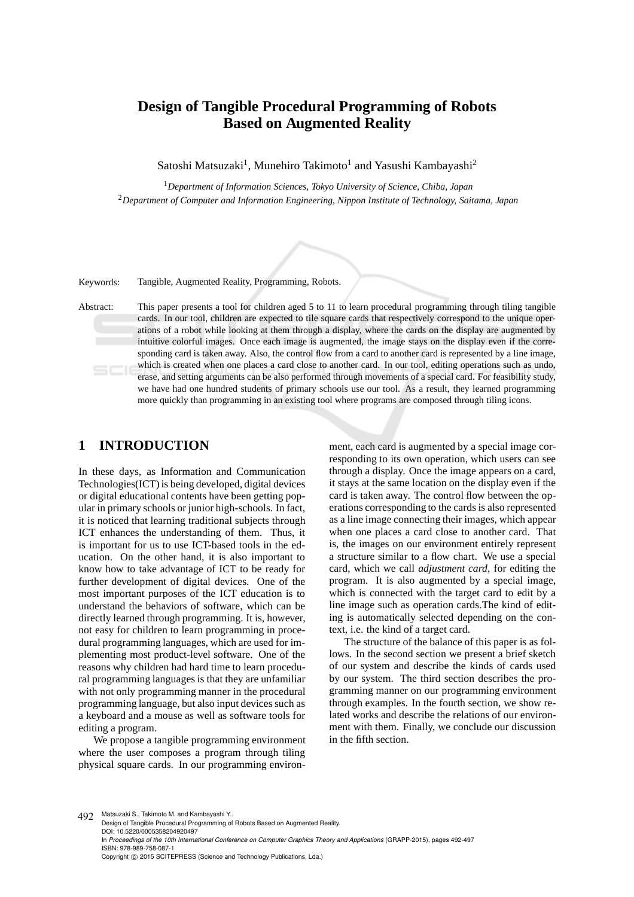# Design of Tangible Procedural Programming of Robots Based on Augmented Reality

Satoshi Matsuzaki[1], Munehiro Takimoto[1] and Yasushi Kambayashi[2]

[1]*Department of Information Sciences, Tokyo University of Science, Chiba, Japan*
[2]*Department of Computer and Information Engineering, Nippon Institute of Technology, Saitama, Japan*

Keywords: Tangible, Augmented Reality, Programming, Robots.

Abstract: This paper presents a tool for children aged 5 to 11 to learn procedural programming through tiling tangible cards. In our tool, children are expected to tile square cards that respectively correspond to the unique operations of a robot while looking at them through a display, where the cards on the display are augmented by intuitive colorful images. Once each image is augmented, the image stays on the display even if the corresponding card is taken away. Also, the control flow from a card to another card is represented by a line image, which is created when one places a card close to another card. In our tool, editing operations such as undo, erase, and setting arguments can be also performed through movements of a special card. For feasibility study, we have had one hundred students of primary schools use our tool. As a result, they learned programming more quickly than programming in an existing tool where programs are composed through tiling icons.

## 1 INTRODUCTION

In these days, as Information and Communication Technologies(ICT) is being developed, digital devices or digital educational contents have been getting popular in primary schools or junior high-schools. In fact, it is noticed that learning traditional subjects through ICT enhances the understanding of them. Thus, it is important for us to use ICT-based tools in the education. On the other hand, it is also important to know how to take advantage of ICT to be ready for further development of digital devices. One of the most important purposes of the ICT education is to understand the behaviors of software, which can be directly learned through programming. It is, however, not easy for children to learn programming in procedural programming languages, which are used for implementing most product-level software. One of the reasons why children had hard time to learn procedural programming languages is that they are unfamiliar with not only programming manner in the procedural programming language, but also input devices such as a keyboard and a mouse as well as software tools for editing a program.

We propose a tangible programming environment where the user composes a program through tiling physical square cards. In our programming environment, each card is augmented by a special image corresponding to its own operation, which users can see through a display. Once the image appears on a card, it stays at the same location on the display even if the card is taken away. The control flow between the operations corresponding to the cards is also represented as a line image connecting their images, which appear when one places a card close to another card. That is, the images on our environment entirely represent a structure similar to a flow chart. We use a special card, which we call *adjustment card*, for editing the program. It is also augmented by a special image, which is connected with the target card to edit by a line image such as operation cards.The kind of editing is automatically selected depending on the context, i.e. the kind of a target card.

The structure of the balance of this paper is as follows. In the second section we present a brief sketch of our system and describe the kinds of cards used by our system. The third section describes the programming manner on our programming environment through examples. In the fourth section, we show related works and describe the relations of our environment with them. Finally, we conclude our discussion in the fifth section.

Matsuzaki S., Takimoto M. and Kambayashi Y..
Design of Tangible Procedural Programming of Robots Based on Augmented Reality.
DOI: 10.5220/0005358204920497
In *Proceedings of the 10th International Conference on Computer Graphics Theory and Applications* (GRAPP-2015), pages 492-497
ISBN: 978-989-758-087-1
Copyright © 2015 SCITEPRESS (Science and Technology Publications, Lda.)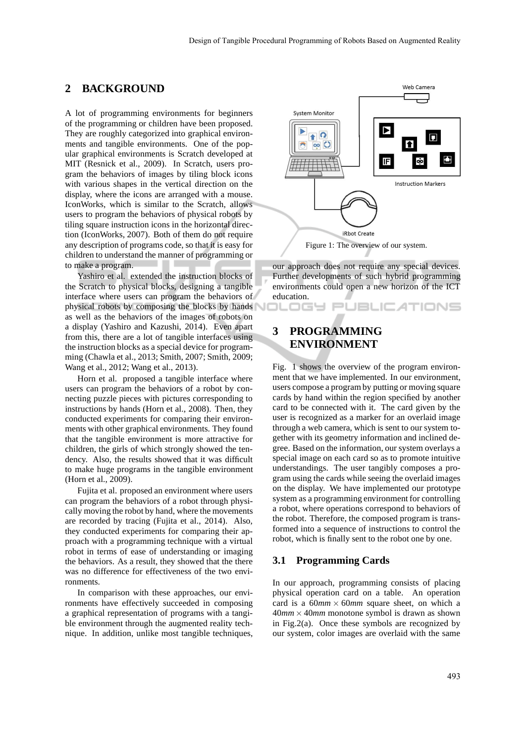## 2 BACKGROUND

A lot of programming environments for beginners of the programming or children have been proposed. They are roughly categorized into graphical environments and tangible environments. One of the popular graphical environments is Scratch developed at MIT (Resnick et al., 2009). In Scratch, users program the behaviors of images by tiling block icons with various shapes in the vertical direction on the display, where the icons are arranged with a mouse. IconWorks, which is similar to the Scratch, allows users to program the behaviors of physical robots by tiling square instruction icons in the horizontal direction (IconWorks, 2007). Both of them do not require any description of programs code, so that it is easy for children to understand the manner of programming or to make a program.

Yashiro et al. extended the instruction blocks of the Scratch to physical blocks, designing a tangible interface where users can program the behaviors of physical robots by composing the blocks by hands as well as the behaviors of the images of robots on a display (Yashiro and Kazushi, 2014). Even apart from this, there are a lot of tangible interfaces using the instruction blocks as a special device for programming (Chawla et al., 2013; Smith, 2007; Smith, 2009; Wang et al., 2012; Wang et al., 2013).

Horn et al. proposed a tangible interface where users can program the behaviors of a robot by connecting puzzle pieces with pictures corresponding to instructions by hands (Horn et al., 2008). Then, they conducted experiments for comparing their environments with other graphical environments. They found that the tangible environment is more attractive for children, the girls of which strongly showed the tendency. Also, the results showed that it was difficult to make huge programs in the tangible environment (Horn et al., 2009).

Fujita et al. proposed an environment where users can program the behaviors of a robot through physically moving the robot by hand, where the movements are recorded by tracing (Fujita et al., 2014). Also, they conducted experiments for comparing their approach with a programming technique with a virtual robot in terms of ease of understanding or imaging the behaviors. As a result, they showed that the there was no difference for effectiveness of the two environments.

In comparison with these approaches, our environments have effectively succeeded in composing a graphical representation of programs with a tangible environment through the augmented reality technique. In addition, unlike most tangible techniques, our approach does not require any special devices. Further developments of such hybrid programming environments could open a new horizon of the ICT education.

Figure 1: The overview of our system.

## 3 PROGRAMMING ENVIRONMENT

Fig. 1 shows the overview of the program environment that we have implemented. In our environment, users compose a program by putting or moving square cards by hand within the region specified by another card to be connected with it. The card given by the user is recognized as a marker for an overlaid image through a web camera, which is sent to our system together with its geometry information and inclined degree. Based on the information, our system overlays a special image on each card so as to promote intuitive understandings. The user tangibly composes a program using the cards while seeing the overlaid images on the display. We have implemented our prototype system as a programming environment for controlling a robot, where operations correspond to behaviors of the robot. Therefore, the composed program is transformed into a sequence of instructions to control the robot, which is finally sent to the robot one by one.

### 3.1 Programming Cards

In our approach, programming consists of placing physical operation card on a table. An operation card is a $60mm \times 60mm$ square sheet, on which a $40mm \times 40mm$ monotone symbol is drawn as shown in Fig.2(a). Once these symbols are recognized by our system, color images are overlaid with the same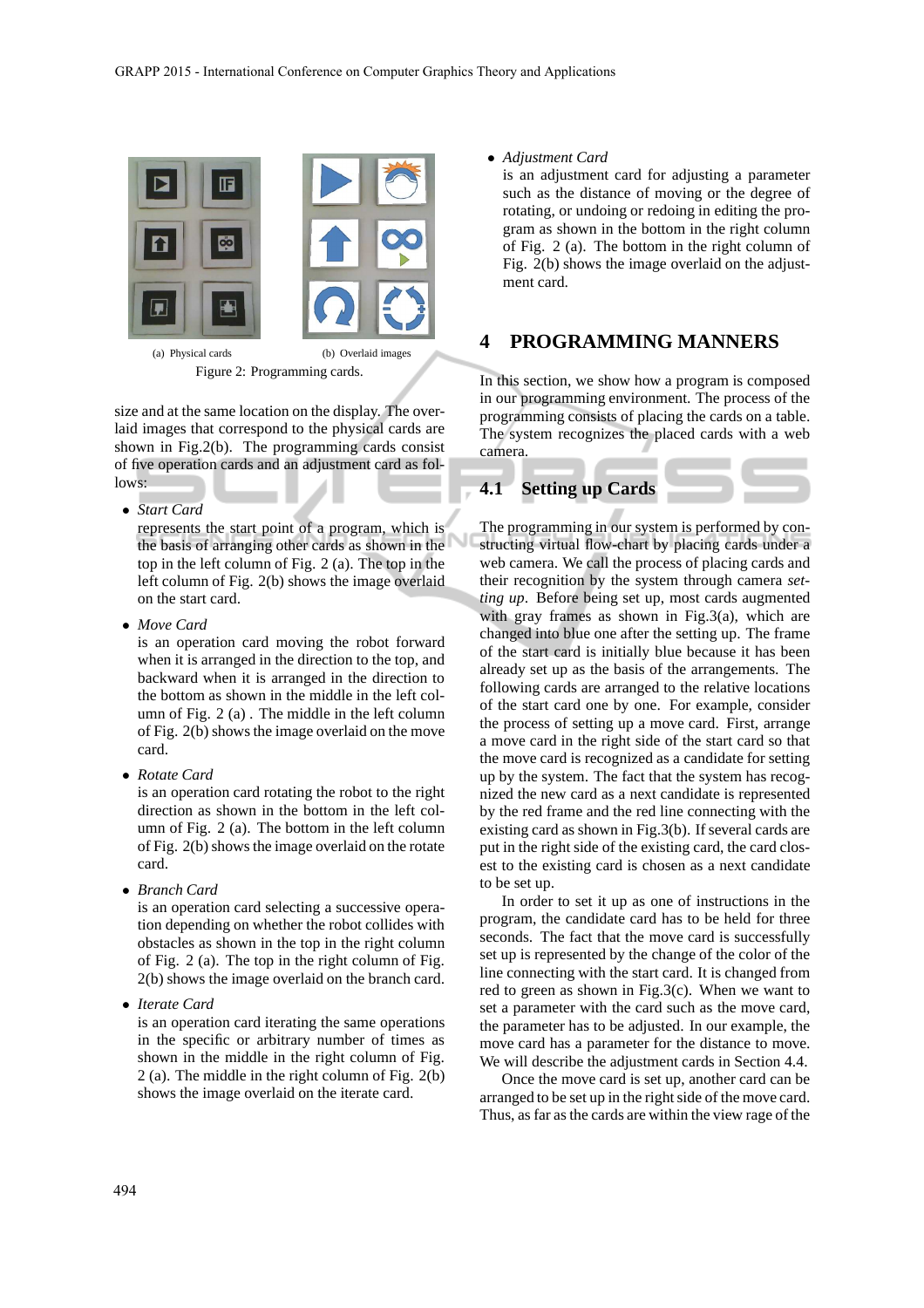(a) Physical cards (b) Overlaid images

Figure 2: Programming cards.

size and at the same location on the display. The overlaid images that correspond to the physical cards are shown in Fig.2(b). The programming cards consist of five operation cards and an adjustment card as follows:

- *Start Card*
  represents the start point of a program, which is the basis of arranging other cards as shown in the top in the left column of Fig. 2 (a). The top in the left column of Fig. 2(b) shows the image overlaid on the start card.

- *Move Card*
  is an operation card moving the robot forward when it is arranged in the direction to the top, and backward when it is arranged in the direction to the bottom as shown in the middle in the left column of Fig. 2 (a) . The middle in the left column of Fig. 2(b) shows the image overlaid on the move card.

- *Rotate Card*
  is an operation card rotating the robot to the right direction as shown in the bottom in the left column of Fig. 2 (a). The bottom in the left column of Fig. 2(b) shows the image overlaid on the rotate card.

- *Branch Card*
  is an operation card selecting a successive operation depending on whether the robot collides with obstacles as shown in the top in the right column of Fig. 2 (a). The top in the right column of Fig. 2(b) shows the image overlaid on the branch card.

- *Iterate Card*
  is an operation card iterating the same operations in the specific or arbitrary number of times as shown in the middle in the right column of Fig. 2 (a). The middle in the right column of Fig. 2(b) shows the image overlaid on the iterate card.

- *Adjustment Card*
  is an adjustment card for adjusting a parameter such as the distance of moving or the degree of rotating, or undoing or redoing in editing the program as shown in the bottom in the right column of Fig. 2 (a). The bottom in the right column of Fig. 2(b) shows the image overlaid on the adjustment card.

## 4 PROGRAMMING MANNERS

In this section, we show how a program is composed in our programming environment. The process of the programming consists of placing the cards on a table. The system recognizes the placed cards with a web camera.

### 4.1 Setting up Cards

The programming in our system is performed by constructing virtual flow-chart by placing cards under a web camera. We call the process of placing cards and their recognition by the system through camera *setting up*. Before being set up, most cards augmented with gray frames as shown in Fig.3(a), which are changed into blue one after the setting up. The frame of the start card is initially blue because it has been already set up as the basis of the arrangements. The following cards are arranged to the relative locations of the start card one by one. For example, consider the process of setting up a move card. First, arrange a move card in the right side of the start card so that the move card is recognized as a candidate for setting up by the system. The fact that the system has recognized the new card as a next candidate is represented by the red frame and the red line connecting with the existing card as shown in Fig.3(b). If several cards are put in the right side of the existing card, the card closest to the existing card is chosen as a next candidate to be set up.

In order to set it up as one of instructions in the program, the candidate card has to be held for three seconds. The fact that the move card is successfully set up is represented by the change of the color of the line connecting with the start card. It is changed from red to green as shown in Fig.3(c). When we want to set a parameter with the card such as the move card, the parameter has to be adjusted. In our example, the move card has a parameter for the distance to move. We will describe the adjustment cards in Section 4.4.

Once the move card is set up, another card can be arranged to be set up in the right side of the move card. Thus, as far as the cards are within the view rage of the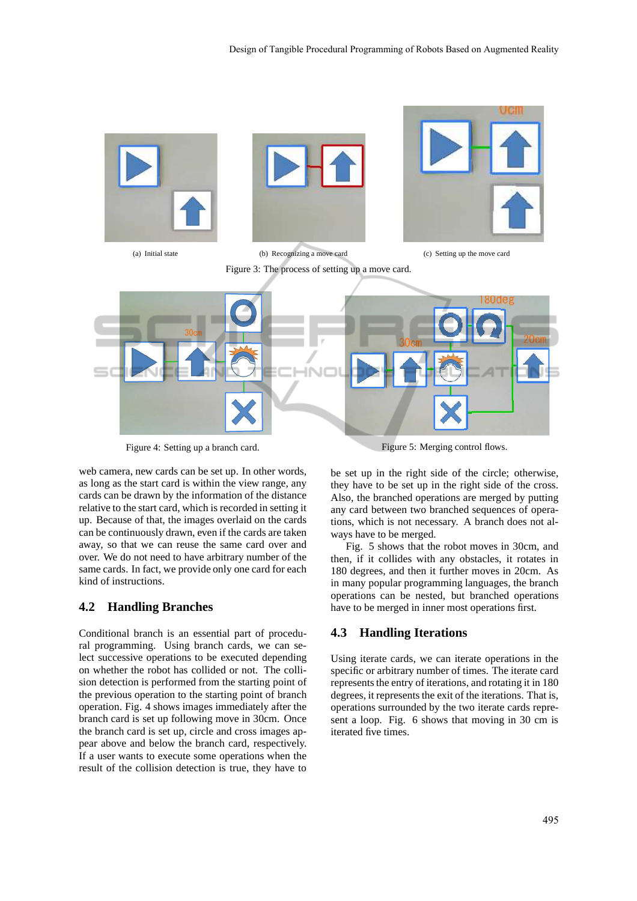(a) Initial state

(b) Recognizing a move card

(c) Setting up the move card

Figure 3: The process of setting up a move card.

Figure 4: Setting up a branch card.

Figure 5: Merging control flows.

web camera, new cards can be set up. In other words, as long as the start card is within the view range, any cards can be drawn by the information of the distance relative to the start card, which is recorded in setting it up. Because of that, the images overlaid on the cards can be continuously drawn, even if the cards are taken away, so that we can reuse the same card over and over. We do not need to have arbitrary number of the same cards. In fact, we provide only one card for each kind of instructions.

## 4.2 Handling Branches

Conditional branch is an essential part of procedural programming. Using branch cards, we can select successive operations to be executed depending on whether the robot has collided or not. The collision detection is performed from the starting point of the previous operation to the starting point of branch operation. Fig. 4 shows images immediately after the branch card is set up following move in 30cm. Once the branch card is set up, circle and cross images appear above and below the branch card, respectively. If a user wants to execute some operations when the result of the collision detection is true, they have to be set up in the right side of the circle; otherwise, they have to be set up in the right side of the cross. Also, the branched operations are merged by putting any card between two branched sequences of operations, which is not necessary. A branch does not always have to be merged.

Fig. 5 shows that the robot moves in 30cm, and then, if it collides with any obstacles, it rotates in 180 degrees, and then it further moves in 20cm. As in many popular programming languages, the branch operations can be nested, but branched operations have to be merged in inner most operations first.

## 4.3 Handling Iterations

Using iterate cards, we can iterate operations in the specific or arbitrary number of times. The iterate card represents the entry of iterations, and rotating it in 180 degrees, it represents the exit of the iterations. That is, operations surrounded by the two iterate cards represent a loop. Fig. 6 shows that moving in 30 cm is iterated five times.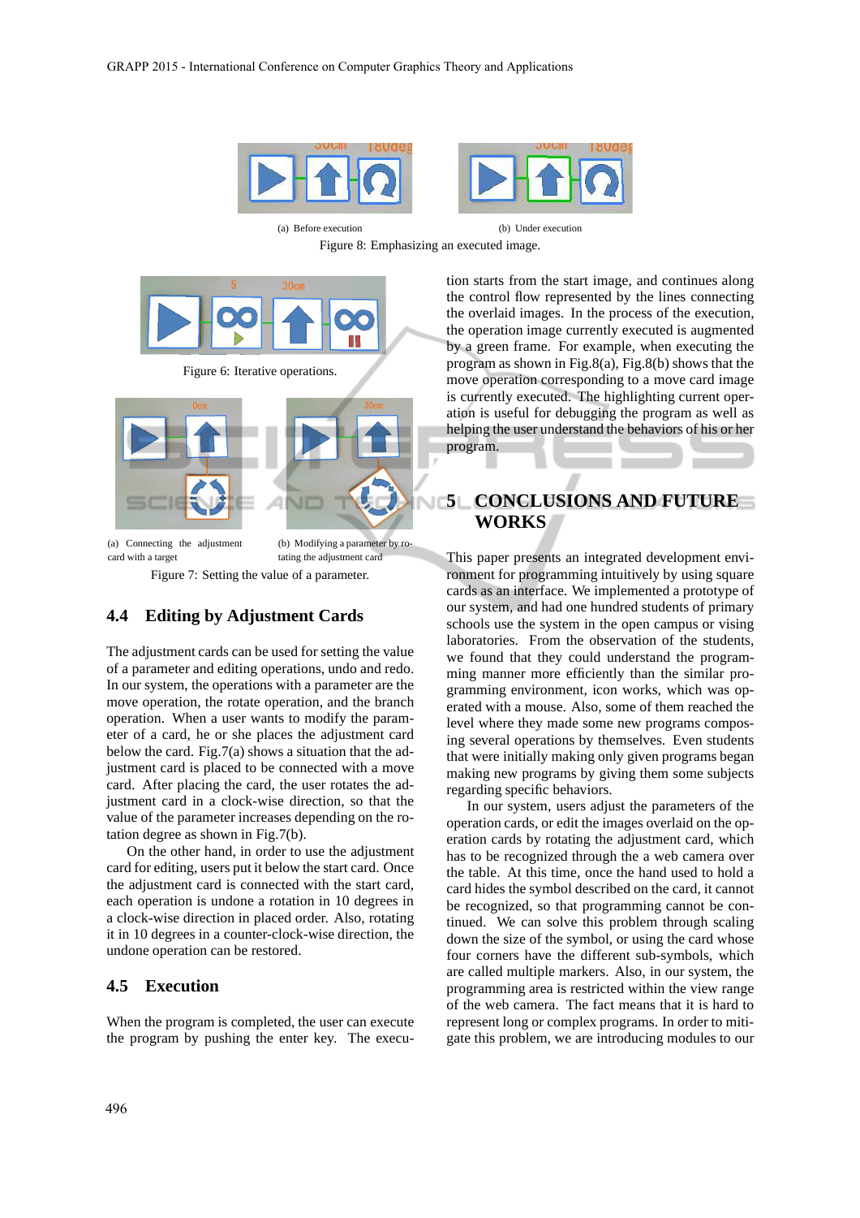(a) Before execution

(b) Under execution

Figure 8: Emphasizing an executed image.

Figure 6: Iterative operations.

(a) Connecting the adjustment card with a target

(b) Modifying a parameter by rotating the adjustment card

Figure 7: Setting the value of a parameter.

### 4.4 Editing by Adjustment Cards

The adjustment cards can be used for setting the value of a parameter and editing operations, undo and redo. In our system, the operations with a parameter are the move operation, the rotate operation, and the branch operation. When a user wants to modify the parameter of a card, he or she places the adjustment card below the card. Fig.7(a) shows a situation that the adjustment card is placed to be connected with a move card. After placing the card, the user rotates the adjustment card in a clock-wise direction, so that the value of the parameter increases depending on the rotation degree as shown in Fig.7(b).

On the other hand, in order to use the adjustment card for editing, users put it below the start card. Once the adjustment card is connected with the start card, each operation is undone a rotation in 10 degrees in a clock-wise direction in placed order. Also, rotating it in 10 degrees in a counter-clock-wise direction, the undone operation can be restored.

### 4.5 Execution

When the program is completed, the user can execute the program by pushing the enter key. The execution starts from the start image, and continues along the control flow represented by the lines connecting the overlaid images. In the process of the execution, the operation image currently executed is augmented by a green frame. For example, when executing the program as shown in Fig.8(a), Fig.8(b) shows that the move operation corresponding to a move card image is currently executed. The highlighting current operation is useful for debugging the program as well as helping the user understand the behaviors of his or her program.

## 5 CONCLUSIONS AND FUTURE WORKS

This paper presents an integrated development environment for programming intuitively by using square cards as an interface. We implemented a prototype of our system, and had one hundred students of primary schools use the system in the open campus or vising laboratories. From the observation of the students, we found that they could understand the programming manner more efficiently than the similar programming environment, icon works, which was operated with a mouse. Also, some of them reached the level where they made some new programs composing several operations by themselves. Even students that were initially making only given programs began making new programs by giving them some subjects regarding specific behaviors.

In our system, users adjust the parameters of the operation cards, or edit the images overlaid on the operation cards by rotating the adjustment card, which has to be recognized through the a web camera over the table. At this time, once the hand used to hold a card hides the symbol described on the card, it cannot be recognized, so that programming cannot be continued. We can solve this problem through scaling down the size of the symbol, or using the card whose four corners have the different sub-symbols, which are called multiple markers. Also, in our system, the programming area is restricted within the view range of the web camera. The fact means that it is hard to represent long or complex programs. In order to mitigate this problem, we are introducing modules to our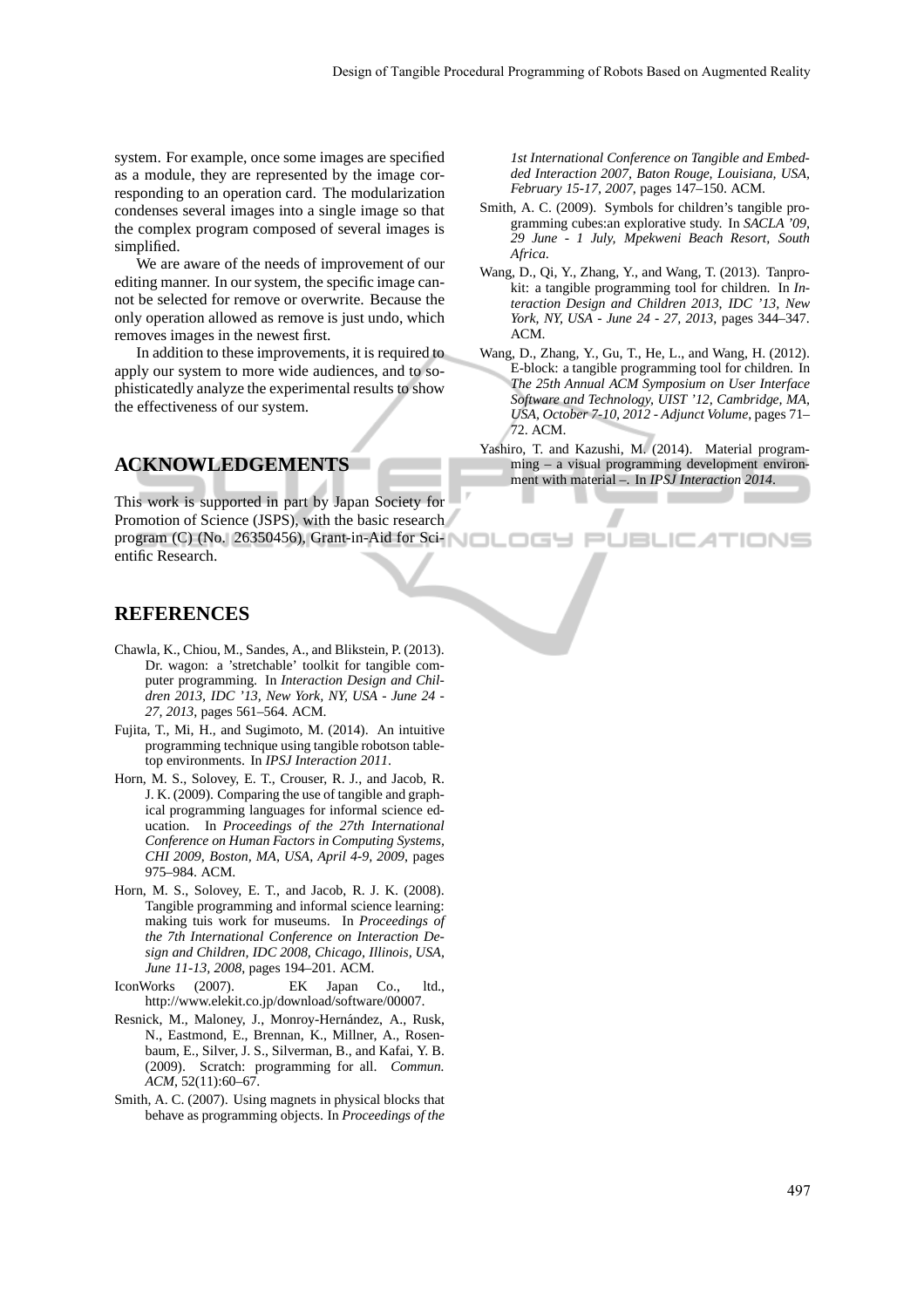system. For example, once some images are specified as a module, they are represented by the image corresponding to an operation card. The modularization condenses several images into a single image so that the complex program composed of several images is simplified.

We are aware of the needs of improvement of our editing manner. In our system, the specific image cannot be selected for remove or overwrite. Because the only operation allowed as remove is just undo, which removes images in the newest first.

In addition to these improvements, it is required to apply our system to more wide audiences, and to sophisticatedly analyze the experimental results to show the effectiveness of our system.

## ACKNOWLEDGEMENTS

This work is supported in part by Japan Society for Promotion of Science (JSPS), with the basic research program (C) (No. 26350456), Grant-in-Aid for Scientific Research.

## REFERENCES

Chawla, K., Chiou, M., Sandes, A., and Blikstein, P. (2013). Dr. wagon: a 'stretchable' toolkit for tangible computer programming. In *Interaction Design and Children 2013, IDC '13, New York, NY, USA - June 24 - 27, 2013*, pages 561–564. ACM.

Fujita, T., Mi, H., and Sugimoto, M. (2014). An intuitive programming technique using tangible robotson tabletop environments. In *IPSJ Interaction 2011*.

Horn, M. S., Solovey, E. T., Crouser, R. J., and Jacob, R. J. K. (2009). Comparing the use of tangible and graphical programming languages for informal science education. In *Proceedings of the 27th International Conference on Human Factors in Computing Systems, CHI 2009, Boston, MA, USA, April 4-9, 2009*, pages 975–984. ACM.

Horn, M. S., Solovey, E. T., and Jacob, R. J. K. (2008). Tangible programming and informal science learning: making tuis work for museums. In *Proceedings of the 7th International Conference on Interaction Design and Children, IDC 2008, Chicago, Illinois, USA, June 11-13, 2008*, pages 194–201. ACM.

IconWorks (2007). EK Japan Co., ltd., http://www.elekit.co.jp/download/software/00007.

Resnick, M., Maloney, J., Monroy-Hernández, A., Rusk, N., Eastmond, E., Brennan, K., Millner, A., Rosenbaum, E., Silver, J. S., Silverman, B., and Kafai, Y. B. (2009). Scratch: programming for all. *Commun. ACM*, 52(11):60–67.

Smith, A. C. (2007). Using magnets in physical blocks that behave as programming objects. In *Proceedings of the 1st International Conference on Tangible and Embedded Interaction 2007, Baton Rouge, Louisiana, USA, February 15-17, 2007*, pages 147–150. ACM.

Smith, A. C. (2009). Symbols for children's tangible programming cubes:an explorative study. In *SACLA '09, 29 June - 1 July, Mpekweni Beach Resort, South Africa*.

Wang, D., Qi, Y., Zhang, Y., and Wang, T. (2013). Tanprokit: a tangible programming tool for children. In *Interaction Design and Children 2013, IDC '13, New York, NY, USA - June 24 - 27, 2013*, pages 344–347. ACM.

Wang, D., Zhang, Y., Gu, T., He, L., and Wang, H. (2012). E-block: a tangible programming tool for children. In *The 25th Annual ACM Symposium on User Interface Software and Technology, UIST '12, Cambridge, MA, USA, October 7-10, 2012 - Adjunct Volume*, pages 71–72. ACM.

Yashiro, T. and Kazushi, M. (2014). Material programming – a visual programming development environment with material –. In *IPSJ Interaction 2014*.